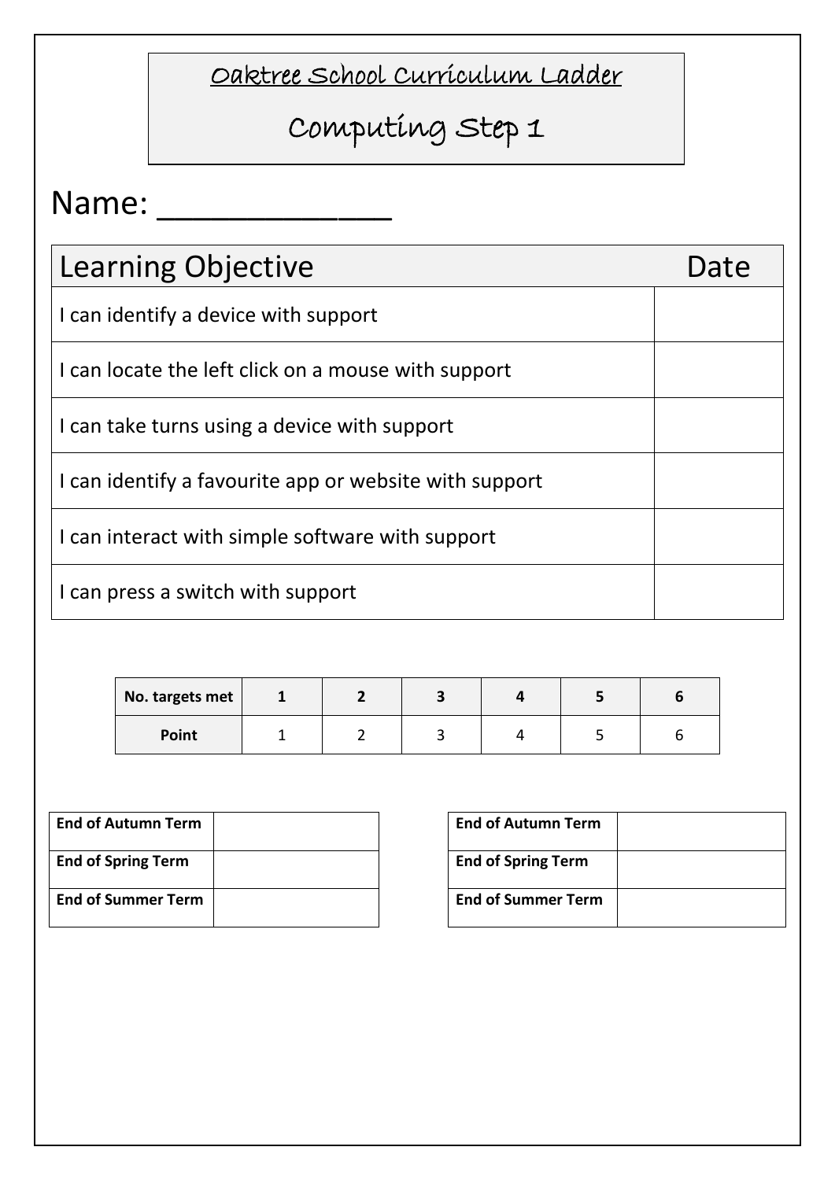# Oaktree School Curriculum Ladder

## Computing Step 1

Name: ____________

| Learning Objective | Date |
| --- | --- |
| I can identify a device with support | |
| I can locate the left click on a mouse with support | |
| I can take turns using a device with support | |
| I can identify a favourite app or website with support | |
| I can interact with simple software with support | |
| I can press a switch with support | |

| No. targets met | 1 | 2 | 3 | 4 | 5 | 6 |
| --- | --- | --- | --- | --- | --- | --- |
| Point | 1 | 2 | 3 | 4 | 5 | 6 |

| **End of Autumn Term** | |
| --- | --- |
| **End of Spring Term** | |
| **End of Summer Term** | |

| **End of Autumn Term** | |
| --- | --- |
| **End of Spring Term** | |
| **End of Summer Term** | |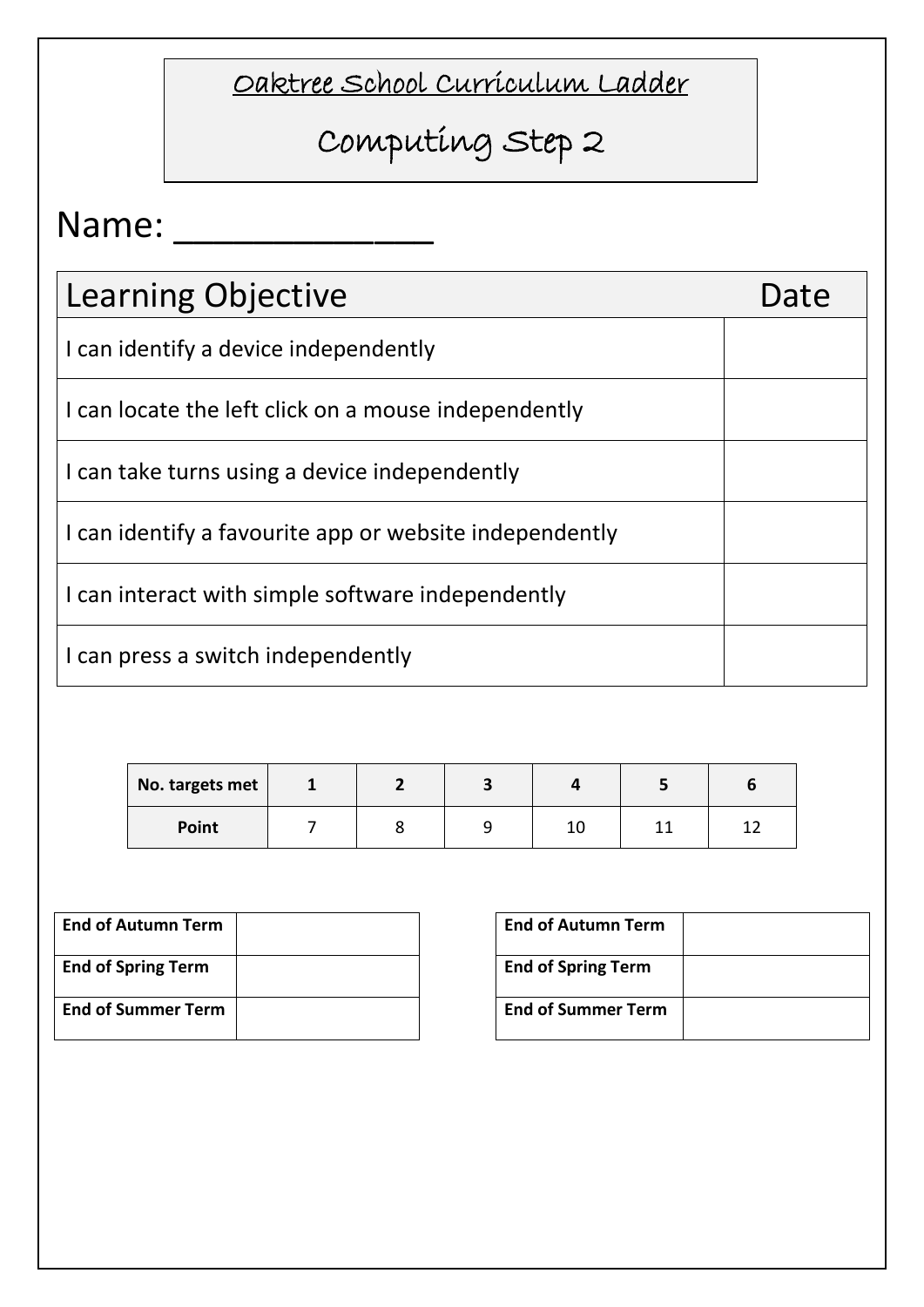<u>Oaktree School Curriculum Ladder</u>

# Computing Step 2

Name: ____________

| Learning Objective | Date |
| --- | --- |
| I can identify a device independently | |
| I can locate the left click on a mouse independently | |
| I can take turns using a device independently | |
| I can identify a favourite app or website independently | |
| I can interact with simple software independently | |
| I can press a switch independently | |

| **No. targets met** | **1** | **2** | **3** | **4** | **5** | **6** |
| --- | --- | --- | --- | --- | --- | --- |
| **Point** | 7 | 8 | 9 | 10 | 11 | 12 |

| **End of Autumn Term** | |
| --- | --- |
| **End of Spring Term** | |
| **End of Summer Term** | |

| **End of Autumn Term** | |
| --- | --- |
| **End of Spring Term** | |
| **End of Summer Term** | |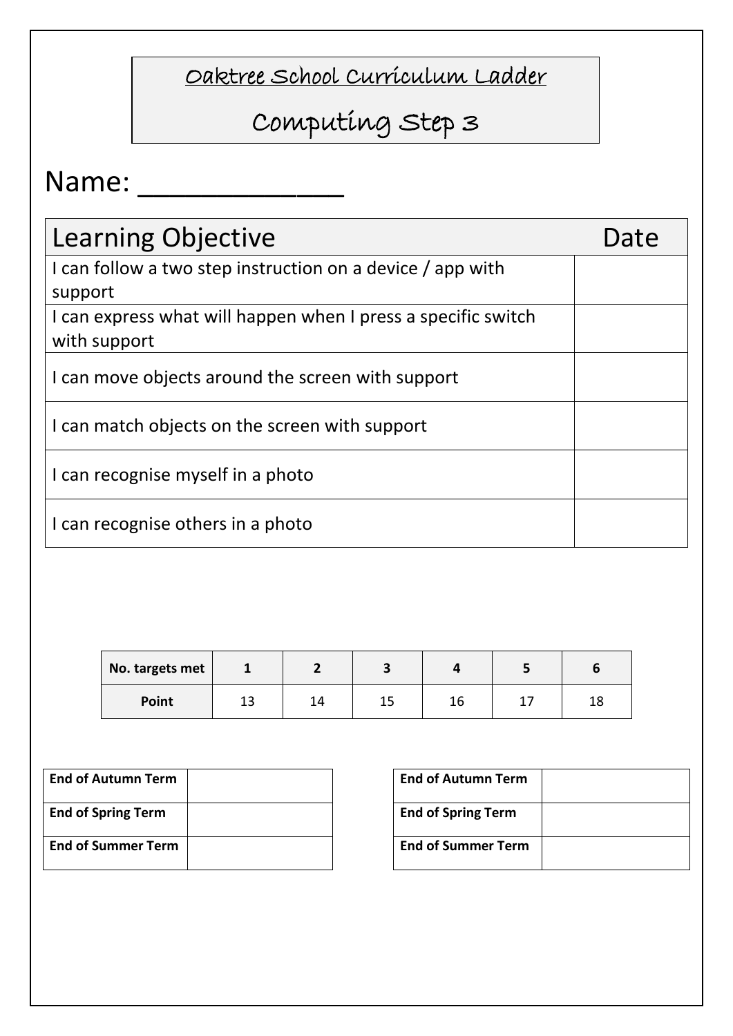# Oaktree School Curriculum Ladder

## Computing Step 3

Name: ____________

| Learning Objective | Date |
|---|---|
| I can follow a two step instruction on a device / app with support | |
| I can express what will happen when I press a specific switch with support | |
| I can move objects around the screen with support | |
| I can match objects on the screen with support | |
| I can recognise myself in a photo | |
| I can recognise others in a photo | |

| **No. targets met** | **1** | **2** | **3** | **4** | **5** | **6** |
|---|---|---|---|---|---|---|
| **Point** | 13 | 14 | 15 | 16 | 17 | 18 |

| **End of Autumn Term** | |
|---|---|
| **End of Spring Term** | |
| **End of Summer Term** | |

| **End of Autumn Term** | |
|---|---|
| **End of Spring Term** | |
| **End of Summer Term** | |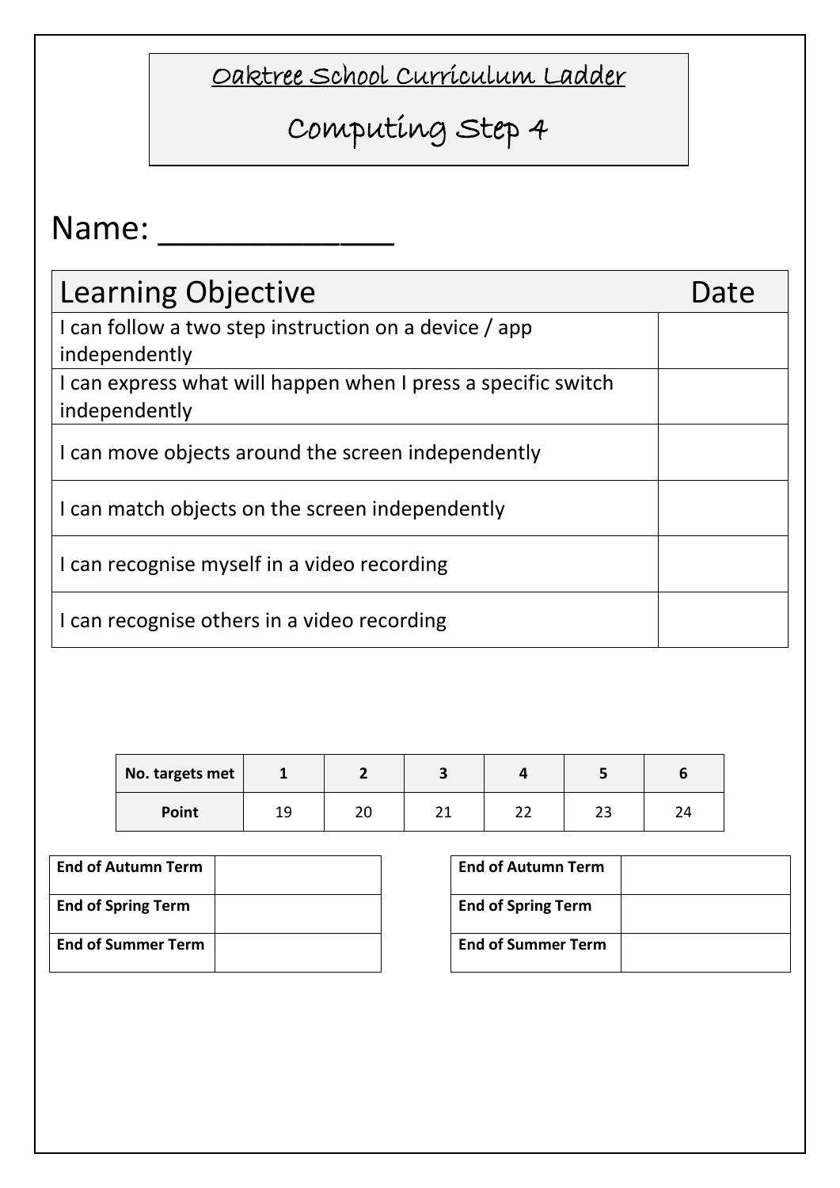# Oaktree School Curriculum Ladder

## Computing Step 4

Name: ______________

| Learning Objective | Date |
| --- | --- |
| I can follow a two step instruction on a device / app independently | |
| I can express what will happen when I press a specific switch independently | |
| I can move objects around the screen independently | |
| I can match objects on the screen independently | |
| I can recognise myself in a video recording | |
| I can recognise others in a video recording | |

| No. targets met | 1 | 2 | 3 | 4 | 5 | 6 |
| --- | --- | --- | --- | --- | --- | --- |
| **Point** | 19 | 20 | 21 | 22 | 23 | 24 |

| | |
| --- | --- |
| **End of Autumn Term** | |
| **End of Spring Term** | |
| **End of Summer Term** | |

| | |
| --- | --- |
| **End of Autumn Term** | |
| **End of Spring Term** | |
| **End of Summer Term** | |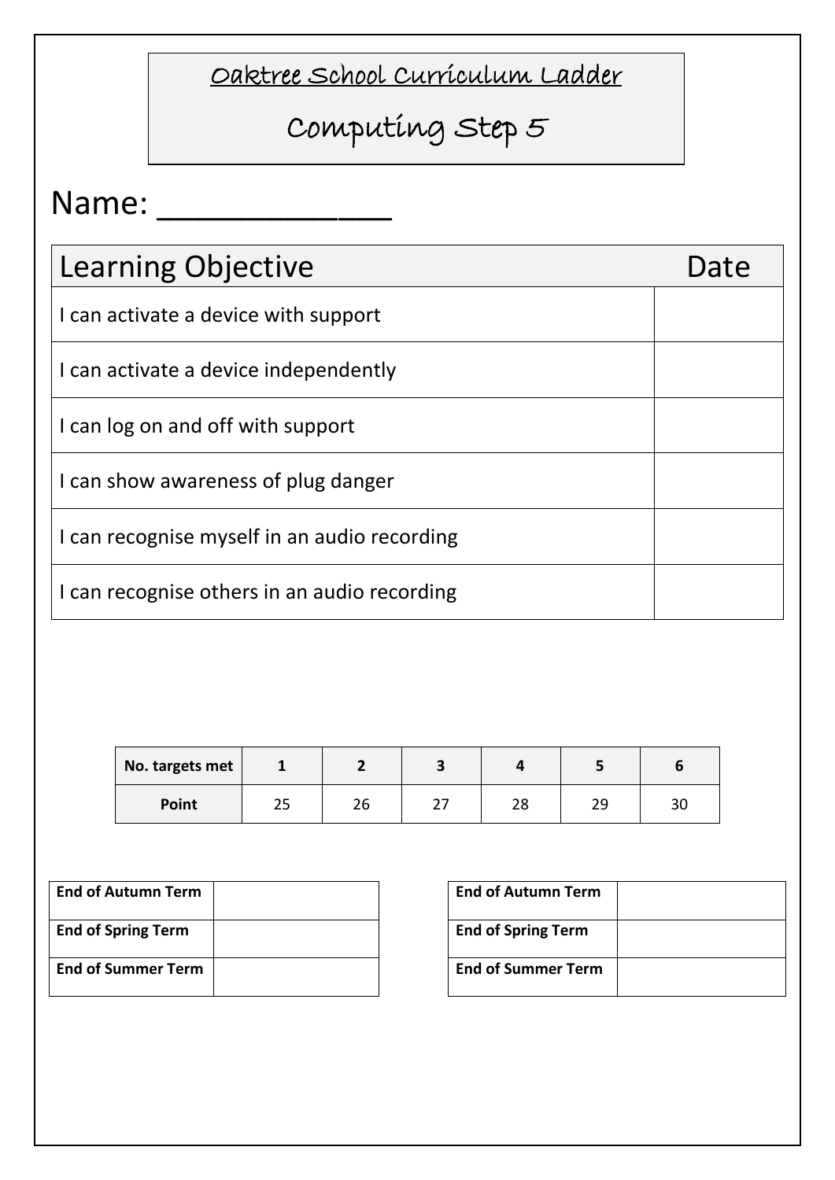# Oaktree School Curriculum Ladder

## Computing Step 5

Name: ____________

| Learning Objective | Date |
|---|---|
| I can activate a device with support | |
| I can activate a device independently | |
| I can log on and off with support | |
| I can show awareness of plug danger | |
| I can recognise myself in an audio recording | |
| I can recognise others in an audio recording | |

| **No. targets met** | **1** | **2** | **3** | **4** | **5** | **6** |
|---|---|---|---|---|---|---|
| **Point** | 25 | 26 | 27 | 28 | 29 | 30 |

| **End of Autumn Term** | |
|---|---|
| **End of Spring Term** | |
| **End of Summer Term** | |

| **End of Autumn Term** | |
|---|---|
| **End of Spring Term** | |
| **End of Summer Term** | |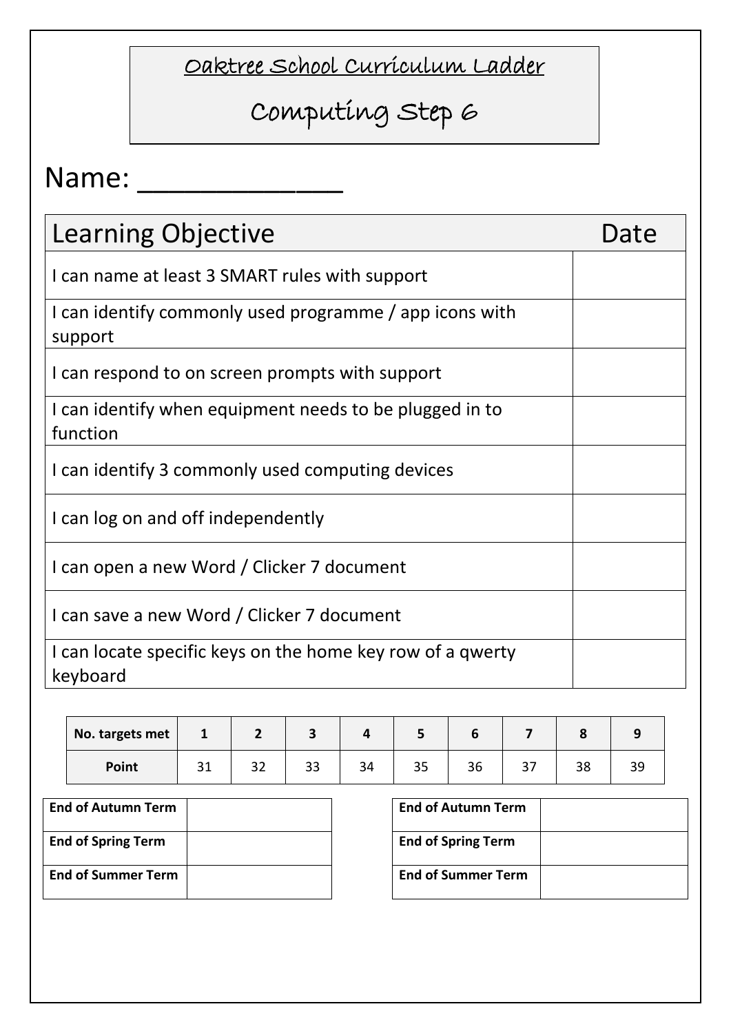# Oaktree School Curriculum Ladder

## Computing Step 6

Name: \_\_\_\_\_\_\_\_\_\_\_\_\_

| Learning Objective | Date |
|---|---|
| I can name at least 3 SMART rules with support | |
| I can identify commonly used programme / app icons with support | |
| I can respond to on screen prompts with support | |
| I can identify when equipment needs to be plugged in to function | |
| I can identify 3 commonly used computing devices | |
| I can log on and off independently | |
| I can open a new Word / Clicker 7 document | |
| I can save a new Word / Clicker 7 document | |
| I can locate specific keys on the home key row of a qwerty keyboard | |

| **No. targets met** | **1** | **2** | **3** | **4** | **5** | **6** | **7** | **8** | **9** |
|---|---|---|---|---|---|---|---|---|---|
| **Point** | 31 | 32 | 33 | 34 | 35 | 36 | 37 | 38 | 39 |

| **End of Autumn Term** | |
|---|---|
| **End of Spring Term** | |
| **End of Summer Term** | |

| **End of Autumn Term** | |
|---|---|
| **End of Spring Term** | |
| **End of Summer Term** | |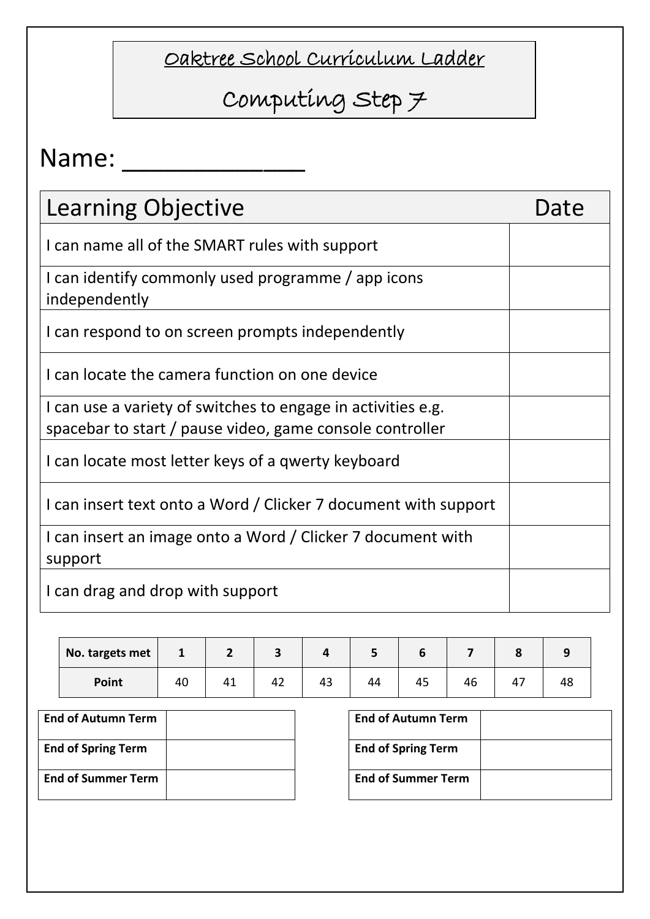# Oaktree School Curriculum Ladder

## Computing Step 7

Name: ____________

| Learning Objective | Date |
|---|---|
| I can name all of the SMART rules with support | |
| I can identify commonly used programme / app icons independently | |
| I can respond to on screen prompts independently | |
| I can locate the camera function on one device | |
| I can use a variety of switches to engage in activities e.g. spacebar to start / pause video, game console controller | |
| I can locate most letter keys of a qwerty keyboard | |
| I can insert text onto a Word / Clicker 7 document with support | |
| I can insert an image onto a Word / Clicker 7 document with support | |
| I can drag and drop with support | |

| No. targets met | 1 | 2 | 3 | 4 | 5 | 6 | 7 | 8 | 9 |
|---|---|---|---|---|---|---|---|---|---|
| Point | 40 | 41 | 42 | 43 | 44 | 45 | 46 | 47 | 48 |

| | |
|---|---|
| **End of Autumn Term** | |
| **End of Spring Term** | |
| **End of Summer Term** | |

| | |
|---|---|
| **End of Autumn Term** | |
| **End of Spring Term** | |
| **End of Summer Term** | |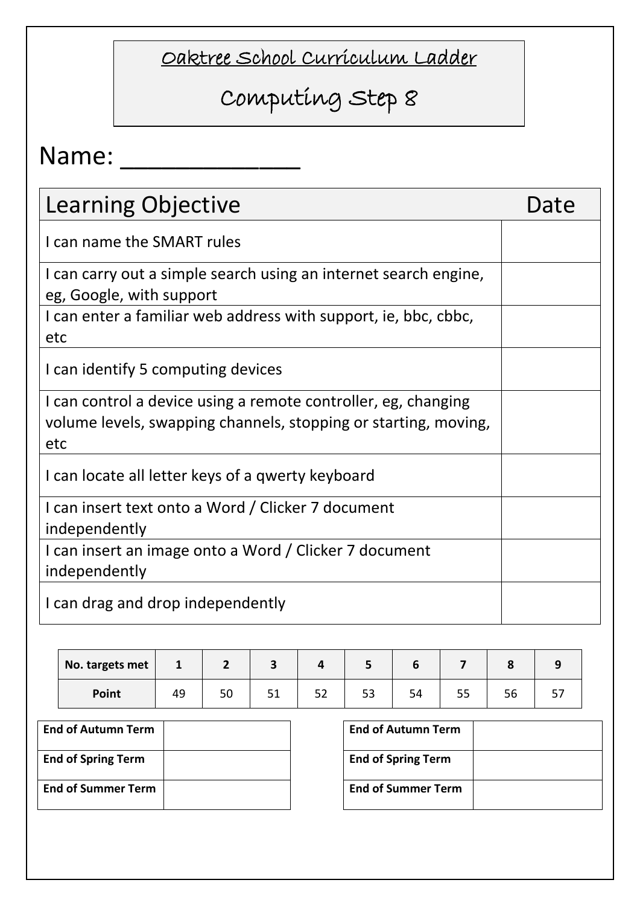# Oaktree School Curriculum Ladder

## Computing Step 8

Name: ____________

| Learning Objective | Date |
| --- | --- |
| I can name the SMART rules | |
| I can carry out a simple search using an internet search engine, eg, Google, with support | |
| I can enter a familiar web address with support, ie, bbc, cbbc, etc | |
| I can identify 5 computing devices | |
| I can control a device using a remote controller, eg, changing volume levels, swapping channels, stopping or starting, moving, etc | |
| I can locate all letter keys of a qwerty keyboard | |
| I can insert text onto a Word / Clicker 7 document independently | |
| I can insert an image onto a Word / Clicker 7 document independently | |
| I can drag and drop independently | |

| **No. targets met** | **1** | **2** | **3** | **4** | **5** | **6** | **7** | **8** | **9** |
| --- | --- | --- | --- | --- | --- | --- | --- | --- | --- |
| **Point** | 49 | 50 | 51 | 52 | 53 | 54 | 55 | 56 | 57 |

| **End of Autumn Term** | |
| --- | --- |
| **End of Spring Term** | |
| **End of Summer Term** | |

| **End of Autumn Term** | |
| --- | --- |
| **End of Spring Term** | |
| **End of Summer Term** | |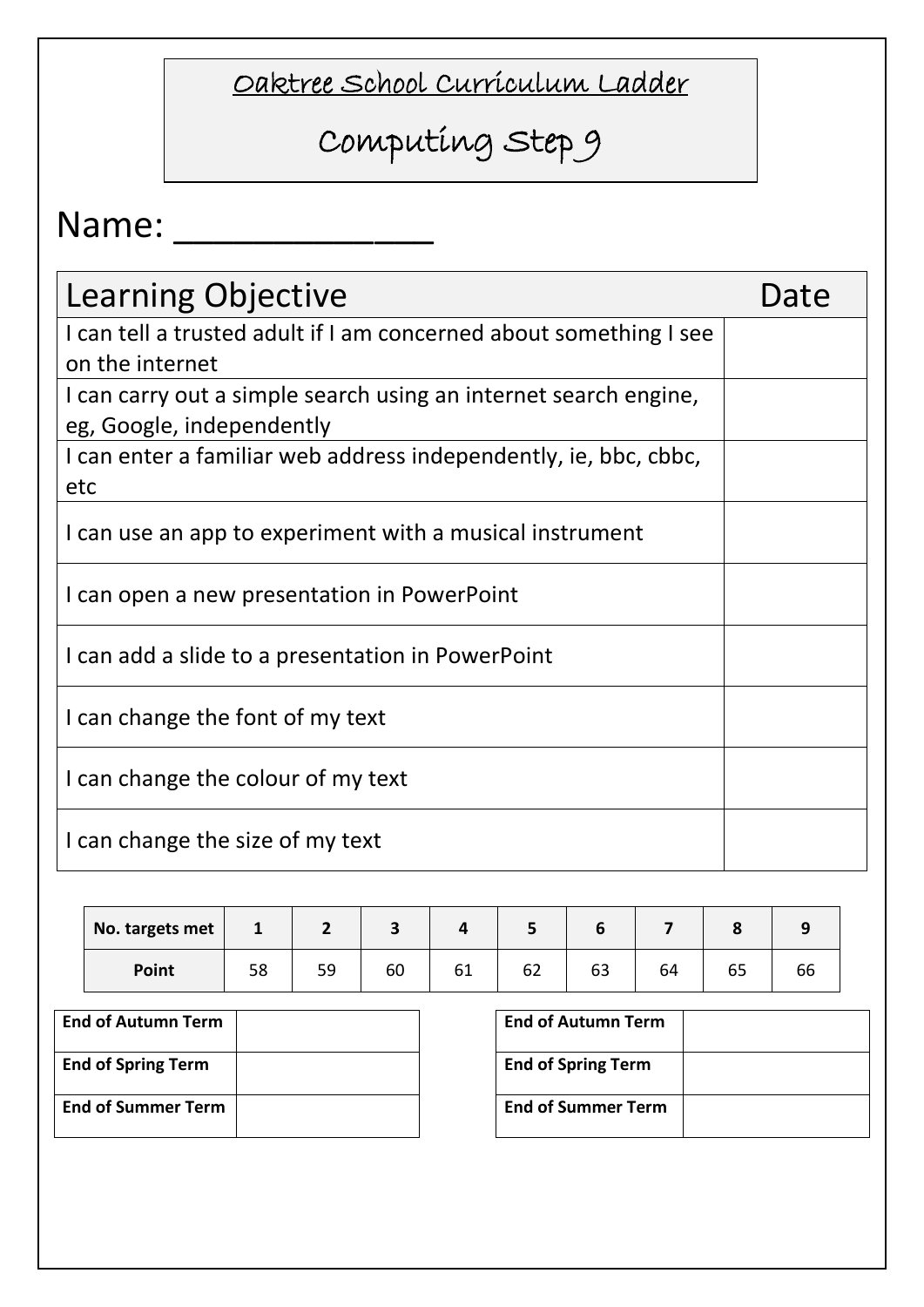Oaktree School Curriculum Ladder

# Computing Step 9

Name: ____________

| Learning Objective | Date |
|---|---|
| I can tell a trusted adult if I am concerned about something I see on the internet | |
| I can carry out a simple search using an internet search engine, eg, Google, independently | |
| I can enter a familiar web address independently, ie, bbc, cbbc, etc | |
| I can use an app to experiment with a musical instrument | |
| I can open a new presentation in PowerPoint | |
| I can add a slide to a presentation in PowerPoint | |
| I can change the font of my text | |
| I can change the colour of my text | |
| I can change the size of my text | |

| **No. targets met** | **1** | **2** | **3** | **4** | **5** | **6** | **7** | **8** | **9** |
|---|---|---|---|---|---|---|---|---|---|
| **Point** | 58 | 59 | 60 | 61 | 62 | 63 | 64 | 65 | 66 |

| **End of Autumn Term** | |
|---|---|
| **End of Spring Term** | |
| **End of Summer Term** | |

| **End of Autumn Term** | |
|---|---|
| **End of Spring Term** | |
| **End of Summer Term** | |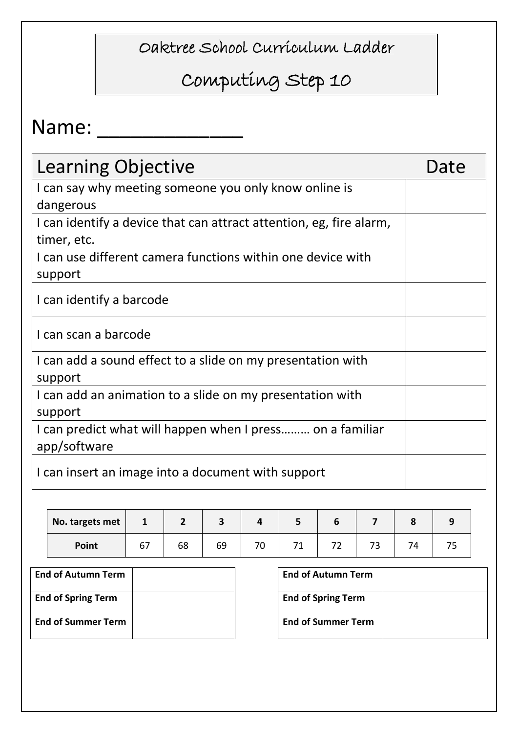# Oaktree School Curriculum Ladder

## Computing Step 10

Name: ____________

| Learning Objective | Date |
|---|---|
| I can say why meeting someone you only know online is dangerous | |
| I can identify a device that can attract attention, eg, fire alarm, timer, etc. | |
| I can use different camera functions within one device with support | |
| I can identify a barcode | |
| I can scan a barcode | |
| I can add a sound effect to a slide on my presentation with support | |
| I can add an animation to a slide on my presentation with support | |
| I can predict what will happen when I press……… on a familiar app/software | |
| I can insert an image into a document with support | |

| **No. targets met** | **1** | **2** | **3** | **4** | **5** | **6** | **7** | **8** | **9** |
|---|---|---|---|---|---|---|---|---|---|
| **Point** | 67 | 68 | 69 | 70 | 71 | 72 | 73 | 74 | 75 |

| | |
|---|---|
| **End of Autumn Term** | |
| **End of Spring Term** | |
| **End of Summer Term** | |

| | |
|---|---|
| **End of Autumn Term** | |
| **End of Spring Term** | |
| **End of Summer Term** | |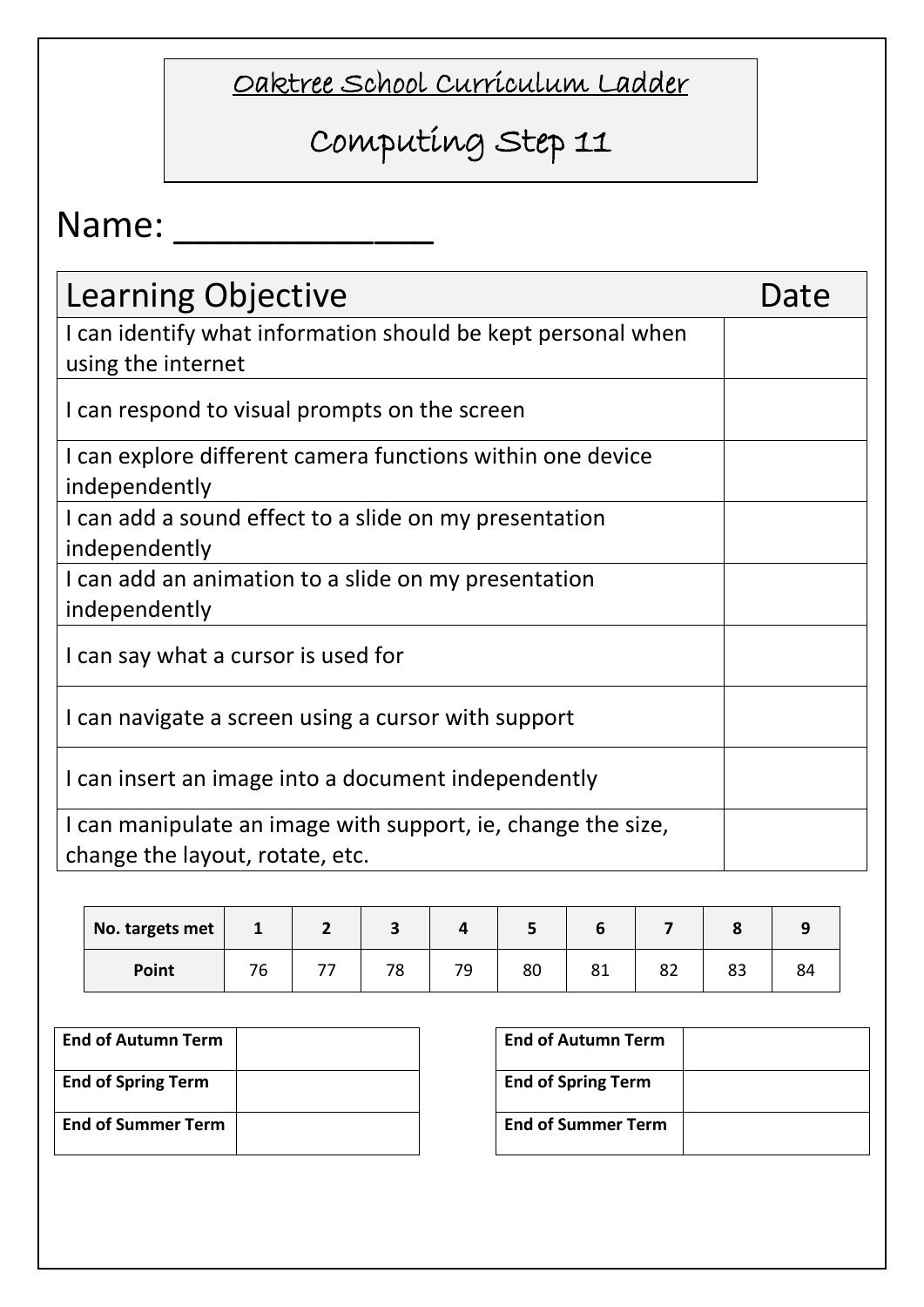# Oaktree School Curriculum Ladder

## Computing Step 11

Name: ____________

| Learning Objective | Date |
|---|---|
| I can identify what information should be kept personal when using the internet | |
| I can respond to visual prompts on the screen | |
| I can explore different camera functions within one device independently | |
| I can add a sound effect to a slide on my presentation independently | |
| I can add an animation to a slide on my presentation independently | |
| I can say what a cursor is used for | |
| I can navigate a screen using a cursor with support | |
| I can insert an image into a document independently | |
| I can manipulate an image with support, ie, change the size, change the layout, rotate, etc. | |

| No. targets met | 1 | 2 | 3 | 4 | 5 | 6 | 7 | 8 | 9 |
|---|---|---|---|---|---|---|---|---|---|
| **Point** | 76 | 77 | 78 | 79 | 80 | 81 | 82 | 83 | 84 |

| | |
|---|---|
| **End of Autumn Term** | |
| **End of Spring Term** | |
| **End of Summer Term** | |

| | |
|---|---|
| **End of Autumn Term** | |
| **End of Spring Term** | |
| **End of Summer Term** | |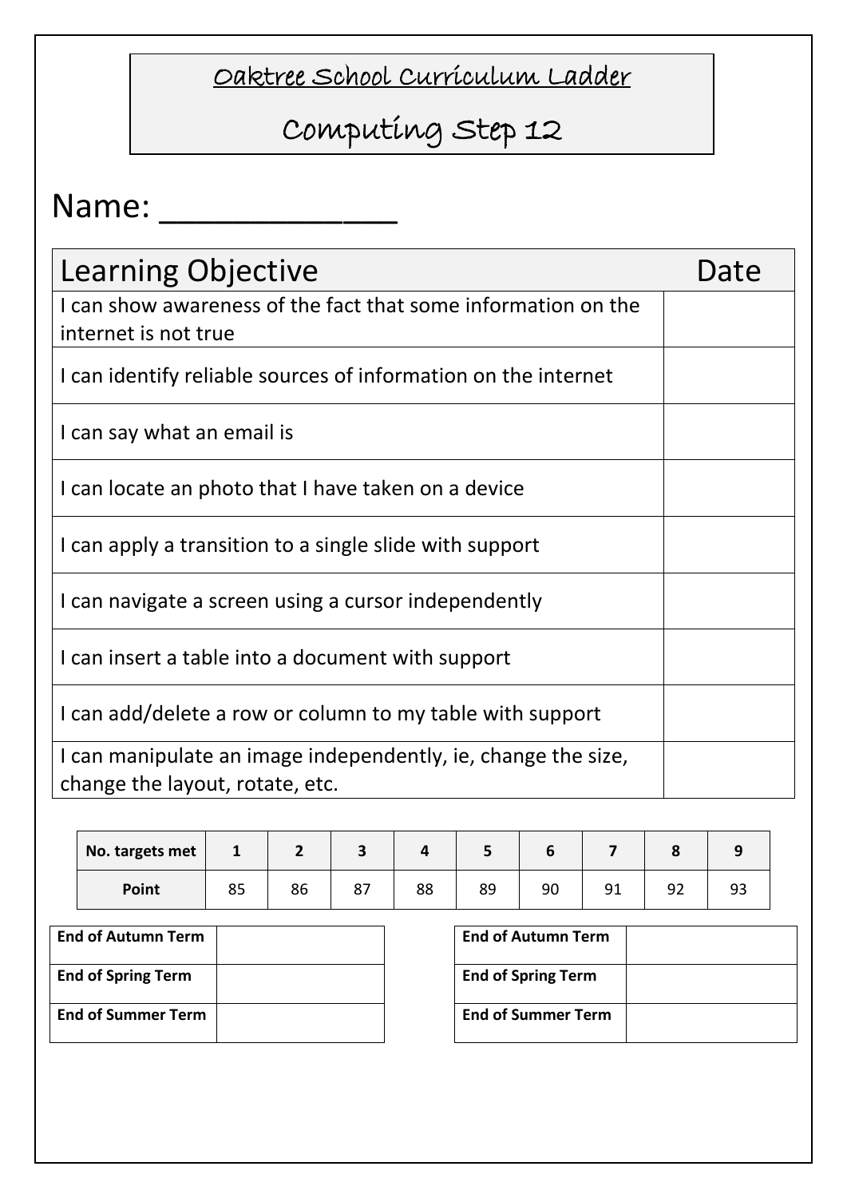# Oaktree School Curriculum Ladder

## Computing Step 12

Name: ______________

| Learning Objective | Date |
|---|---|
| I can show awareness of the fact that some information on the internet is not true | |
| I can identify reliable sources of information on the internet | |
| I can say what an email is | |
| I can locate an photo that I have taken on a device | |
| I can apply a transition to a single slide with support | |
| I can navigate a screen using a cursor independently | |
| I can insert a table into a document with support | |
| I can add/delete a row or column to my table with support | |
| I can manipulate an image independently, ie, change the size, change the layout, rotate, etc. | |

| **No. targets met** | **1** | **2** | **3** | **4** | **5** | **6** | **7** | **8** | **9** |
|---|---|---|---|---|---|---|---|---|---|
| **Point** | 85 | 86 | 87 | 88 | 89 | 90 | 91 | 92 | 93 |

| | |
|---|---|
| **End of Autumn Term** | |
| **End of Spring Term** | |
| **End of Summer Term** | |

| | |
|---|---|
| **End of Autumn Term** | |
| **End of Spring Term** | |
| **End of Summer Term** | |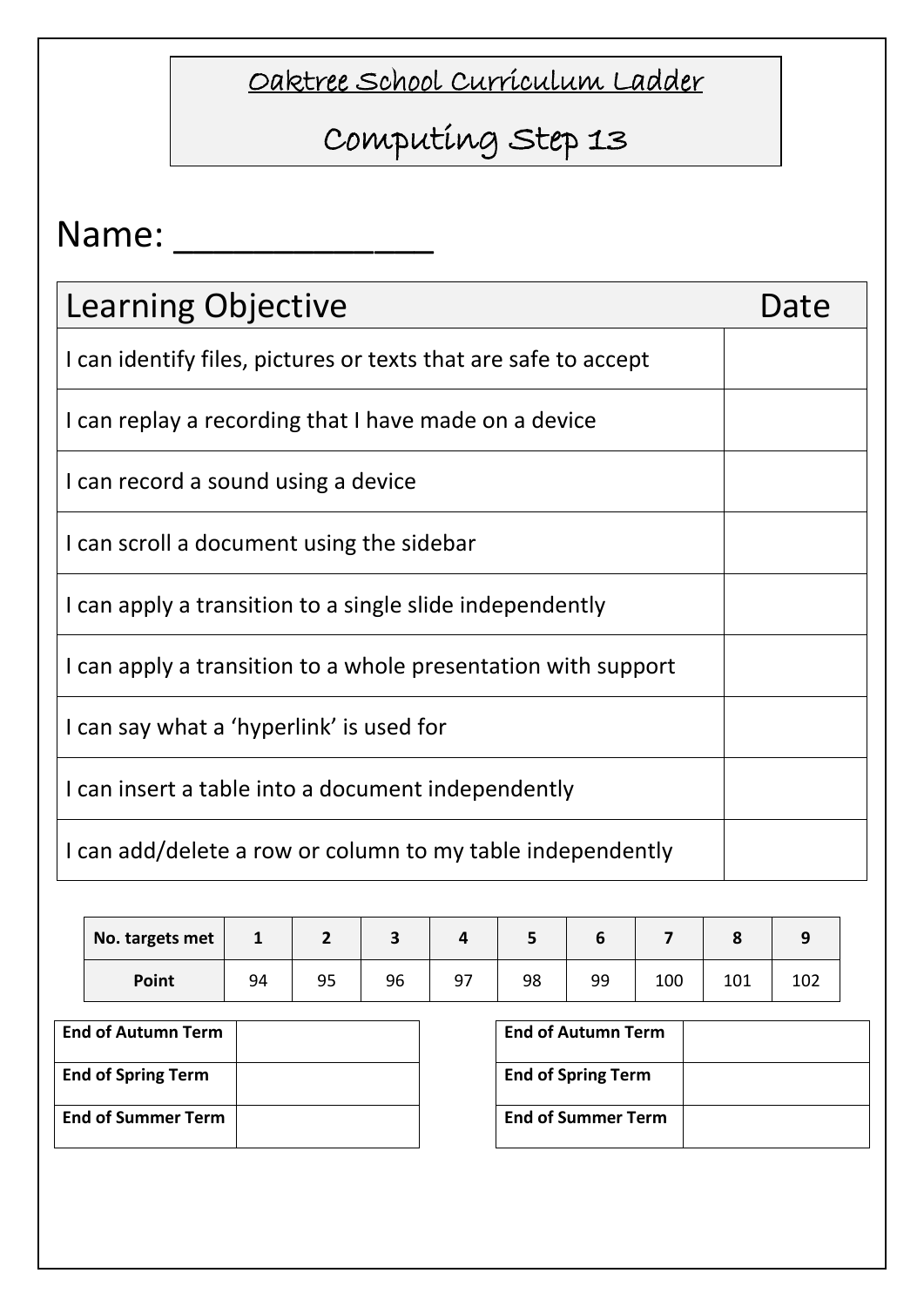# Oaktree School Curriculum Ladder

## Computing Step 13

Name: ______________

| Learning Objective | Date |
| --- | --- |
| I can identify files, pictures or texts that are safe to accept | |
| I can replay a recording that I have made on a device | |
| I can record a sound using a device | |
| I can scroll a document using the sidebar | |
| I can apply a transition to a single slide independently | |
| I can apply a transition to a whole presentation with support | |
| I can say what a 'hyperlink' is used for | |
| I can insert a table into a document independently | |
| I can add/delete a row or column to my table independently | |

| No. targets met | 1 | 2 | 3 | 4 | 5 | 6 | 7 | 8 | 9 |
| --- | --- | --- | --- | --- | --- | --- | --- | --- | --- |
| Point | 94 | 95 | 96 | 97 | 98 | 99 | 100 | 101 | 102 |

| End of Autumn Term | |
| --- | --- |
| End of Spring Term | |
| End of Summer Term | |

| End of Autumn Term | |
| --- | --- |
| End of Spring Term | |
| End of Summer Term | |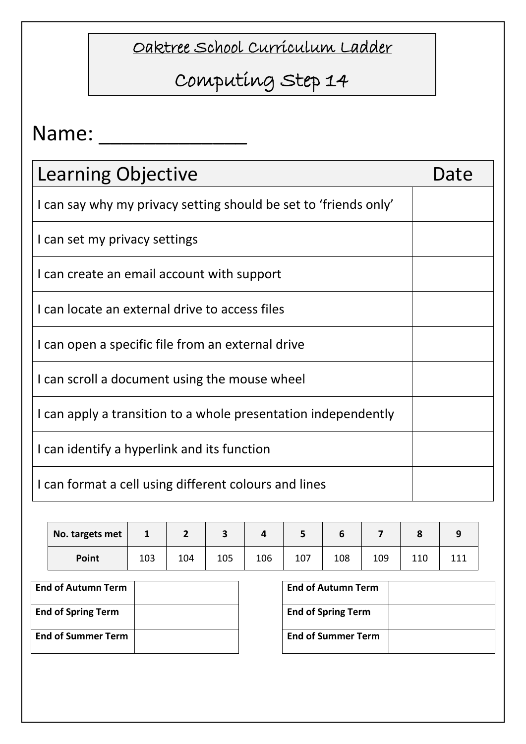# Oaktree School Curriculum Ladder

## Computing Step 14

Name: ______________

| Learning Objective | Date |
|---|---|
| I can say why my privacy setting should be set to 'friends only' | |
| I can set my privacy settings | |
| I can create an email account with support | |
| I can locate an external drive to access files | |
| I can open a specific file from an external drive | |
| I can scroll a document using the mouse wheel | |
| I can apply a transition to a whole presentation independently | |
| I can identify a hyperlink and its function | |
| I can format a cell using different colours and lines | |

| No. targets met | 1 | 2 | 3 | 4 | 5 | 6 | 7 | 8 | 9 |
|---|---|---|---|---|---|---|---|---|---|
| Point | 103 | 104 | 105 | 106 | 107 | 108 | 109 | 110 | 111 |

| End of Autumn Term | |
|---|---|
| End of Spring Term | |
| End of Summer Term | |

| End of Autumn Term | |
|---|---|
| End of Spring Term | |
| End of Summer Term | |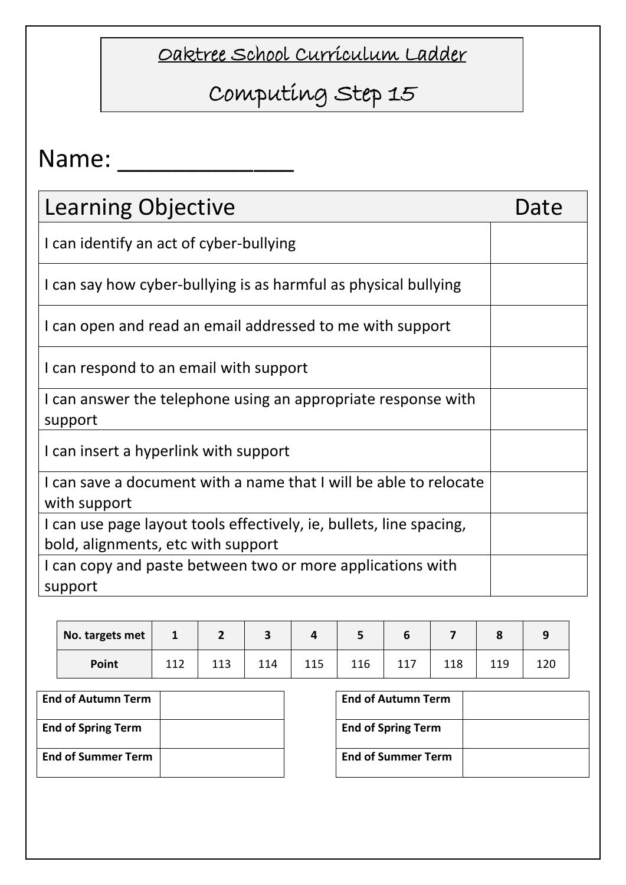# Oaktree School Curriculum Ladder

## Computing Step 15

Name: _____________

| Learning Objective | Date |
|---|---|
| I can identify an act of cyber-bullying | |
| I can say how cyber-bullying is as harmful as physical bullying | |
| I can open and read an email addressed to me with support | |
| I can respond to an email with support | |
| I can answer the telephone using an appropriate response with support | |
| I can insert a hyperlink with support | |
| I can save a document with a name that I will be able to relocate with support | |
| I can use page layout tools effectively, ie, bullets, line spacing, bold, alignments, etc with support | |
| I can copy and paste between two or more applications with support | |

| **No. targets met** | **1** | **2** | **3** | **4** | **5** | **6** | **7** | **8** | **9** |
|---|---|---|---|---|---|---|---|---|---|
| **Point** | 112 | 113 | 114 | 115 | 116 | 117 | 118 | 119 | 120 |

| **End of Autumn Term** | |
|---|---|
| **End of Spring Term** | |
| **End of Summer Term** | |

| **End of Autumn Term** | |
|---|---|
| **End of Spring Term** | |
| **End of Summer Term** | |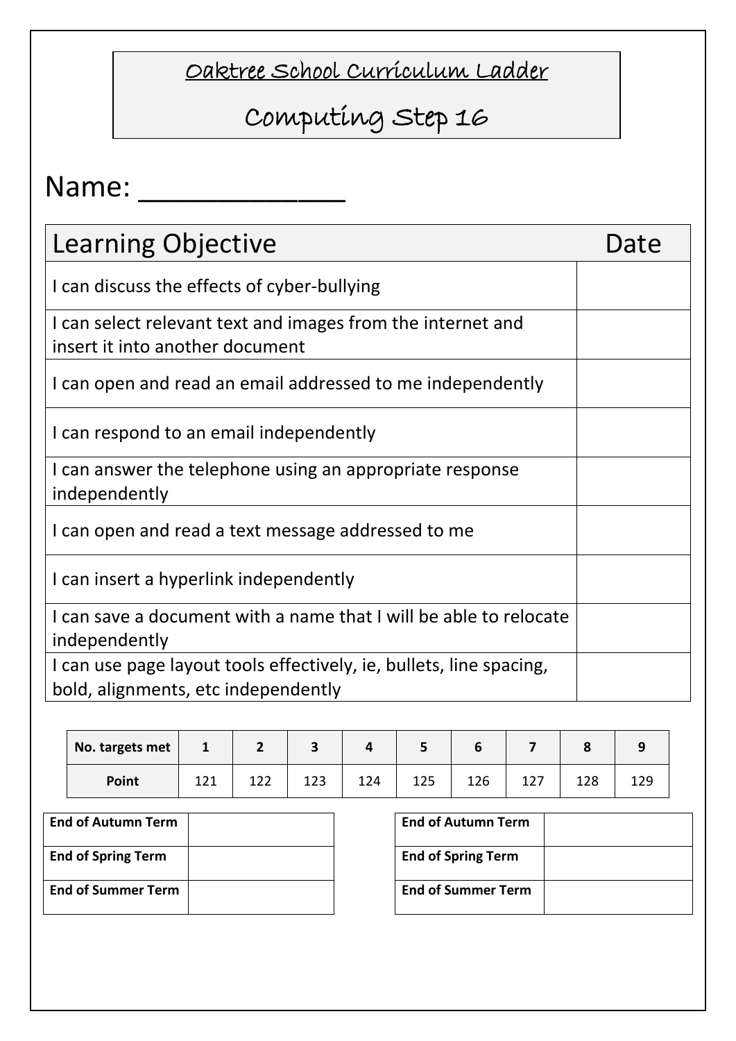# Oaktree School Curriculum Ladder

## Computing Step 16

Name: ______________

| Learning Objective | Date |
|---|---|
| I can discuss the effects of cyber-bullying | |
| I can select relevant text and images from the internet and insert it into another document | |
| I can open and read an email addressed to me independently | |
| I can respond to an email independently | |
| I can answer the telephone using an appropriate response independently | |
| I can open and read a text message addressed to me | |
| I can insert a hyperlink independently | |
| I can save a document with a name that I will be able to relocate independently | |
| I can use page layout tools effectively, ie, bullets, line spacing, bold, alignments, etc independently | |

| **No. targets met** | **1** | **2** | **3** | **4** | **5** | **6** | **7** | **8** | **9** |
|---|---|---|---|---|---|---|---|---|---|
| **Point** | 121 | 122 | 123 | 124 | 125 | 126 | 127 | 128 | 129 |

| **End of Autumn Term** | |
|---|---|
| **End of Spring Term** | |
| **End of Summer Term** | |

| **End of Autumn Term** | |
|---|---|
| **End of Spring Term** | |
| **End of Summer Term** | |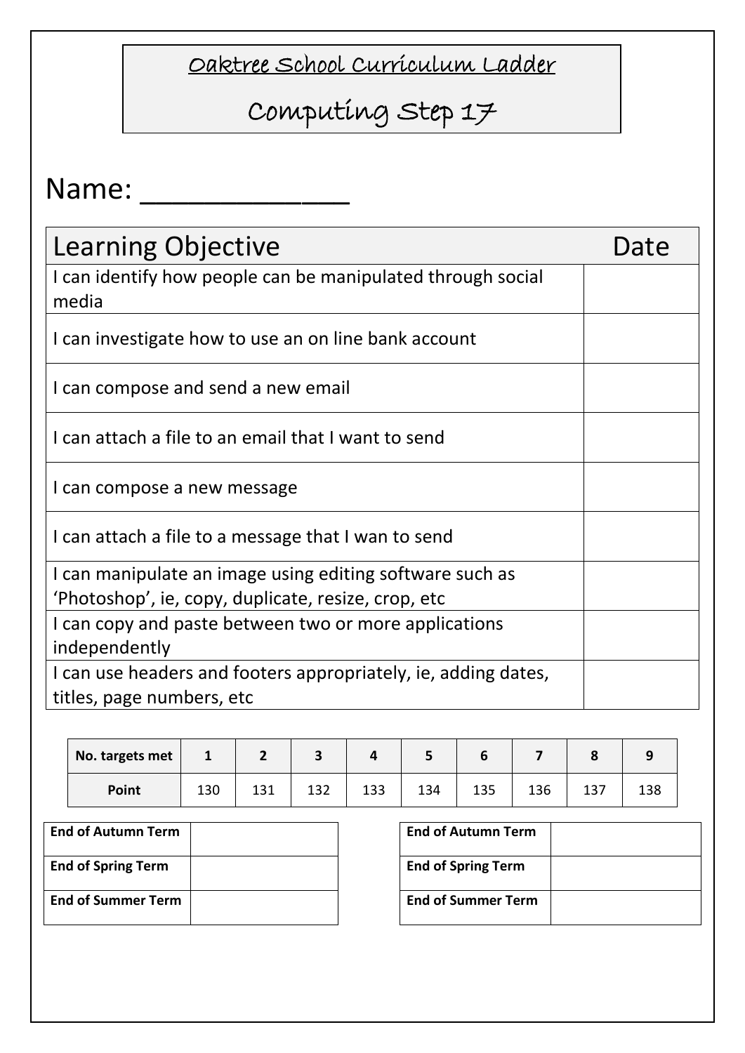Oaktree School Curriculum Ladder

# Computing Step 17

Name: ______________

| Learning Objective | Date |
|---|---|
| I can identify how people can be manipulated through social media | |
| I can investigate how to use an on line bank account | |
| I can compose and send a new email | |
| I can attach a file to an email that I want to send | |
| I can compose a new message | |
| I can attach a file to a message that I wan to send | |
| I can manipulate an image using editing software such as 'Photoshop', ie, copy, duplicate, resize, crop, etc | |
| I can copy and paste between two or more applications independently | |
| I can use headers and footers appropriately, ie, adding dates, titles, page numbers, etc | |

| No. targets met | 1 | 2 | 3 | 4 | 5 | 6 | 7 | 8 | 9 |
|---|---|---|---|---|---|---|---|---|---|
| Point | 130 | 131 | 132 | 133 | 134 | 135 | 136 | 137 | 138 |

| | |
|---|---|
| **End of Autumn Term** | |
| **End of Spring Term** | |
| **End of Summer Term** | |

| | |
|---|---|
| **End of Autumn Term** | |
| **End of Spring Term** | |
| **End of Summer Term** | |